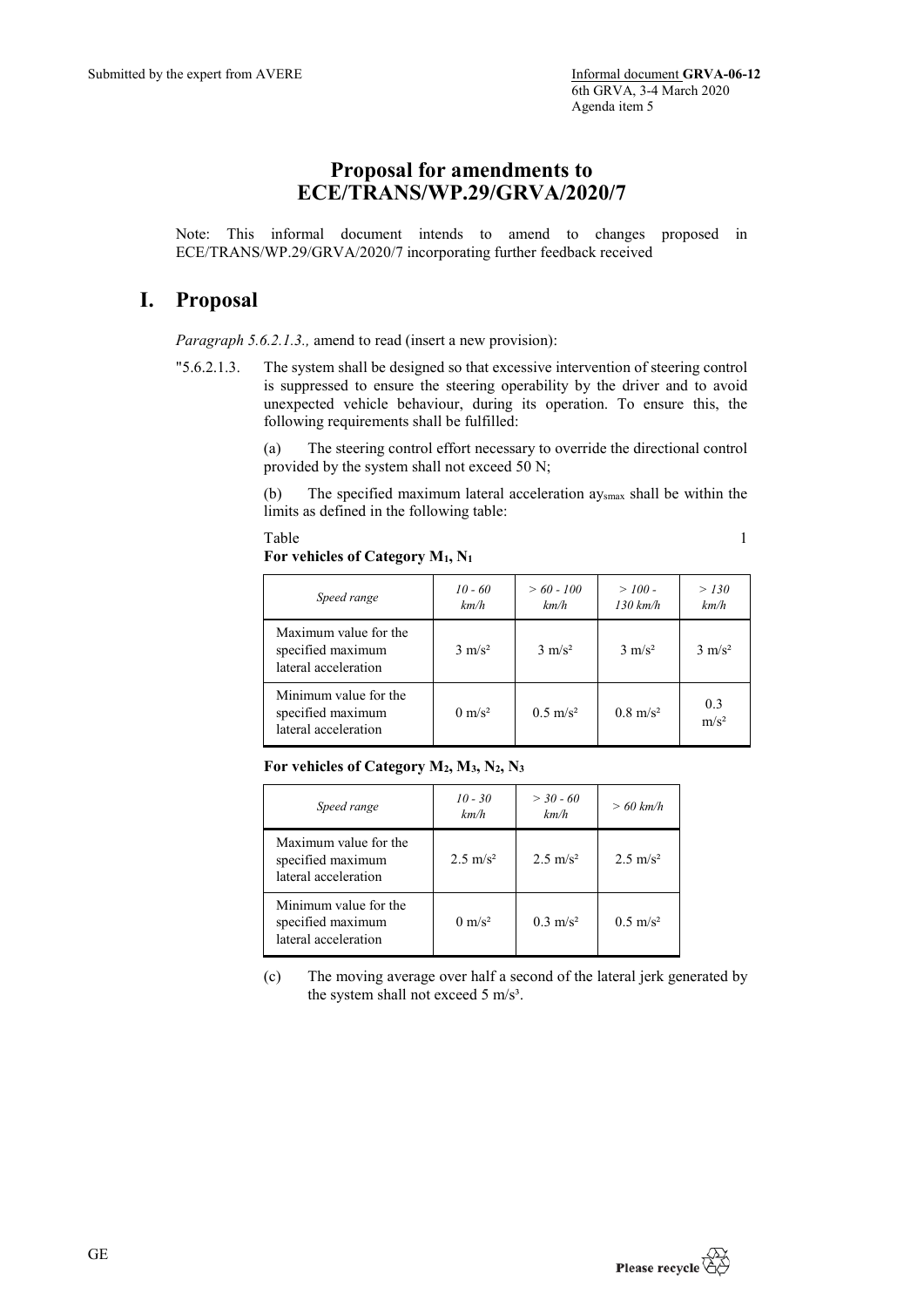Submitted by the expert from AVERE

Informal document **GRVA-06-12**
6th GRVA, 3-4 March 2020
Agenda item 5

# Proposal for amendments to ECE/TRANS/WP.29/GRVA/2020/7

Note: This informal document intends to amend to changes proposed in ECE/TRANS/WP.29/GRVA/2020/7 incorporating further feedback received

## I. Proposal

*Paragraph 5.6.2.1.3.,* amend to read (insert a new provision):

"5.6.2.1.3. The system shall be designed so that excessive intervention of steering control is suppressed to ensure the steering operability by the driver and to avoid unexpected vehicle behaviour, during its operation. To ensure this, the following requirements shall be fulfilled:

(a) The steering control effort necessary to override the directional control provided by the system shall not exceed 50 N;

(b) The specified maximum lateral acceleration $ay_{smax}$ shall be within the limits as defined in the following table:

Table 1

**For vehicles of Category $M_1$, $N_1$**

| *Speed range* | *10 - 60 km/h* | *> 60 - 100 km/h* | *> 100 - 130 km/h* | *> 130 km/h* |
|---|---|---|---|---|
| Maximum value for the specified maximum lateral acceleration | 3 m/s² | 3 m/s² | 3 m/s² | 3 m/s² |
| Minimum value for the specified maximum lateral acceleration | 0 m/s² | 0.5 m/s² | 0.8 m/s² | 0.3 m/s² |

**For vehicles of Category $M_2$, $M_3$, $N_2$, $N_3$**

| *Speed range* | *10 - 30 km/h* | *> 30 - 60 km/h* | *> 60 km/h* |
|---|---|---|---|
| Maximum value for the specified maximum lateral acceleration | 2.5 m/s² | 2.5 m/s² | 2.5 m/s² |
| Minimum value for the specified maximum lateral acceleration | 0 m/s² | 0.3 m/s² | 0.5 m/s² |

(c) The moving average over half a second of the lateral jerk generated by the system shall not exceed 5 m/s³.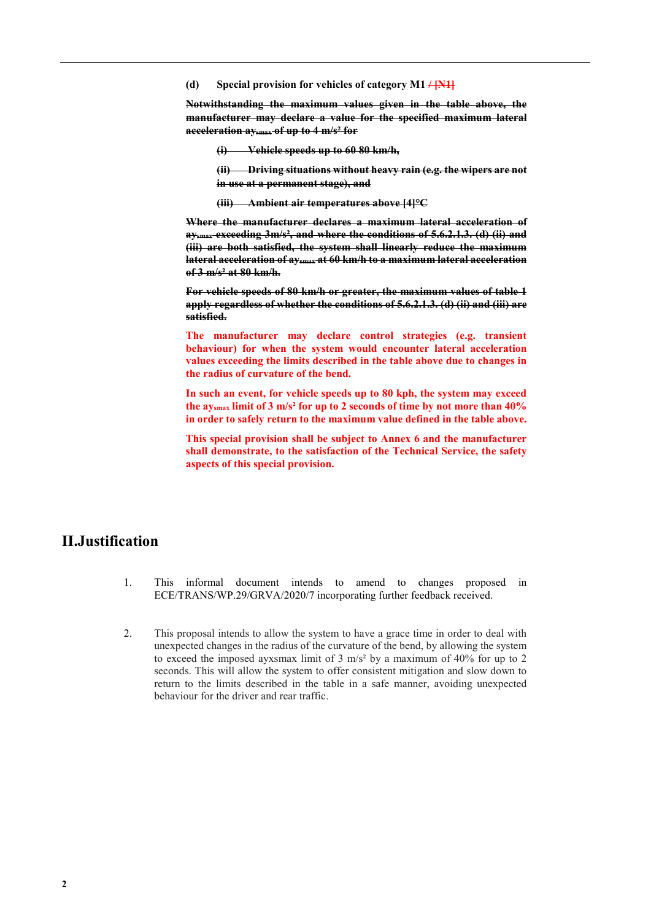(d) **Special provision for vehicles of category M1 ~~/ [N1]~~**

~~**Notwithstanding the maximum values given in the table above, the manufacturer may declare a value for the specified maximum lateral acceleration $ay_{smax}$ of up to 4 m/s² for**~~

~~**(i) Vehicle speeds up to 60 80 km/h,**~~

~~**(ii) Driving situations without heavy rain (e.g. the wipers are not in use at a permanent stage), and**~~

~~**(iii) Ambient air temperatures above [4]°C**~~

~~**Where the manufacturer declares a maximum lateral acceleration of $ay_{smax}$ exceeding 3m/s², and where the conditions of 5.6.2.1.3. (d) (ii) and (iii) are both satisfied, the system shall linearly reduce the maximum lateral acceleration of $ay_{smax}$ at 60 km/h to a maximum lateral acceleration of 3 m/s² at 80 km/h.**~~

~~**For vehicle speeds of 80 km/h or greater, the maximum values of table 1 apply regardless of whether the conditions of 5.6.2.1.3. (d) (ii) and (iii) are satisfied.**~~

**The manufacturer may declare control strategies (e.g. transient behaviour) for when the system would encounter lateral acceleration values exceeding the limits described in the table above due to changes in the radius of curvature of the bend.**

**In such an event, for vehicle speeds up to 80 kph, the system may exceed the $ay_{smax}$ limit of 3 m/s² for up to 2 seconds of time by not more than 40% in order to safely return to the maximum value defined in the table above.**

**This special provision shall be subject to Annex 6 and the manufacturer shall demonstrate, to the satisfaction of the Technical Service, the safety aspects of this special provision.**

# II. Justification

1. This informal document intends to amend to changes proposed in ECE/TRANS/WP.29/GRVA/2020/7 incorporating further feedback received.

2. This proposal intends to allow the system to have a grace time in order to deal with unexpected changes in the radius of the curvature of the bend, by allowing the system to exceed the imposed ayxsmax limit of 3 m/s² by a maximum of 40% for up to 2 seconds. This will allow the system to offer consistent mitigation and slow down to return to the limits described in the table in a safe manner, avoiding unexpected behaviour for the driver and rear traffic.